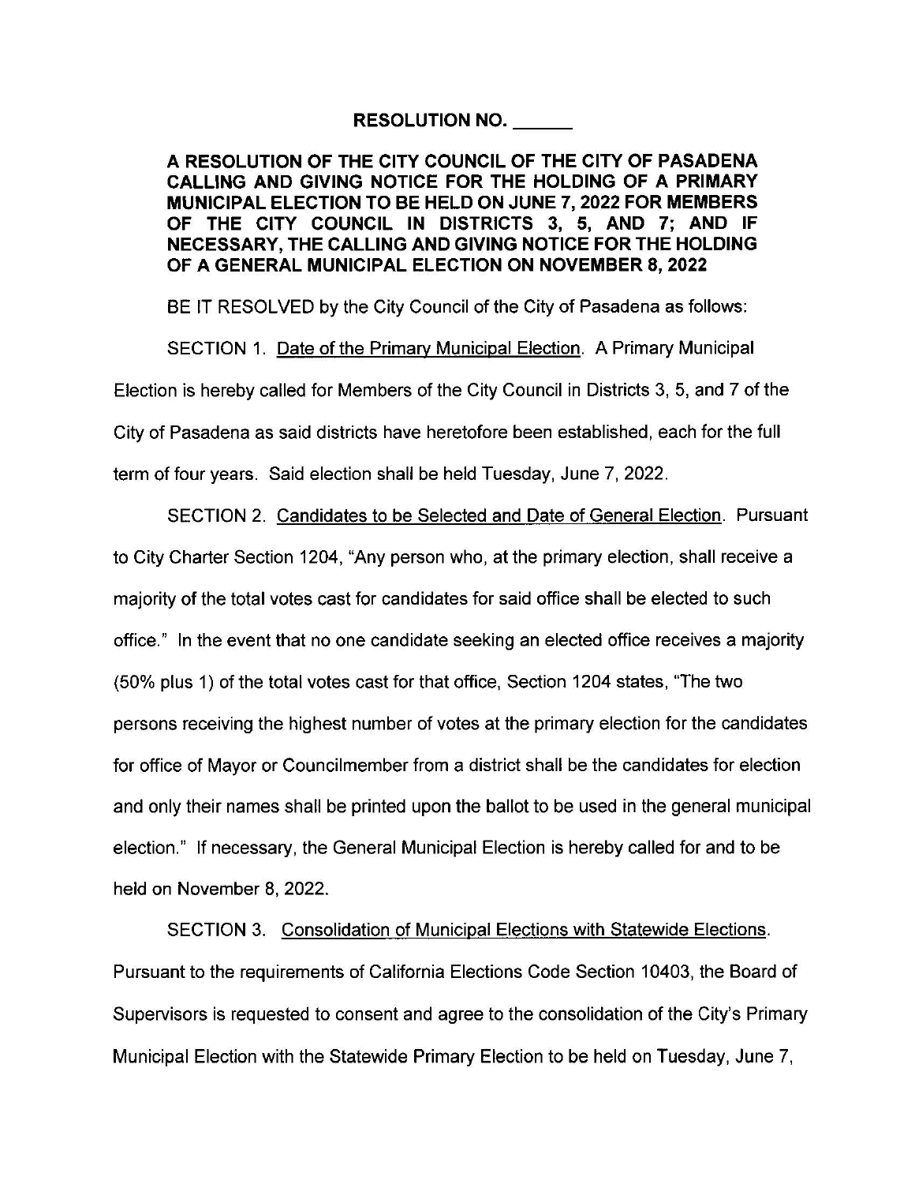**RESOLUTION NO. ______**

**A RESOLUTION OF THE CITY COUNCIL OF THE CITY OF PASADENA CALLING AND GIVING NOTICE FOR THE HOLDING OF A PRIMARY MUNICIPAL ELECTION TO BE HELD ON JUNE 7, 2022 FOR MEMBERS OF THE CITY COUNCIL IN DISTRICTS 3, 5, AND 7; AND IF NECESSARY, THE CALLING AND GIVING NOTICE FOR THE HOLDING OF A GENERAL MUNICIPAL ELECTION ON NOVEMBER 8, 2022**

BE IT RESOLVED by the City Council of the City of Pasadena as follows:

SECTION 1. Date of the Primary Municipal Election. A Primary Municipal Election is hereby called for Members of the City Council in Districts 3, 5, and 7 of the City of Pasadena as said districts have heretofore been established, each for the full term of four years. Said election shall be held Tuesday, June 7, 2022.

SECTION 2. Candidates to be Selected and Date of General Election. Pursuant to City Charter Section 1204, "Any person who, at the primary election, shall receive a majority of the total votes cast for candidates for said office shall be elected to such office." In the event that no one candidate seeking an elected office receives a majority (50% plus 1) of the total votes cast for that office, Section 1204 states, "The two persons receiving the highest number of votes at the primary election for the candidates for office of Mayor or Councilmember from a district shall be the candidates for election and only their names shall be printed upon the ballot to be used in the general municipal election." If necessary, the General Municipal Election is hereby called for and to be held on November 8, 2022.

SECTION 3. Consolidation of Municipal Elections with Statewide Elections. Pursuant to the requirements of California Elections Code Section 10403, the Board of Supervisors is requested to consent and agree to the consolidation of the City's Primary Municipal Election with the Statewide Primary Election to be held on Tuesday, June 7,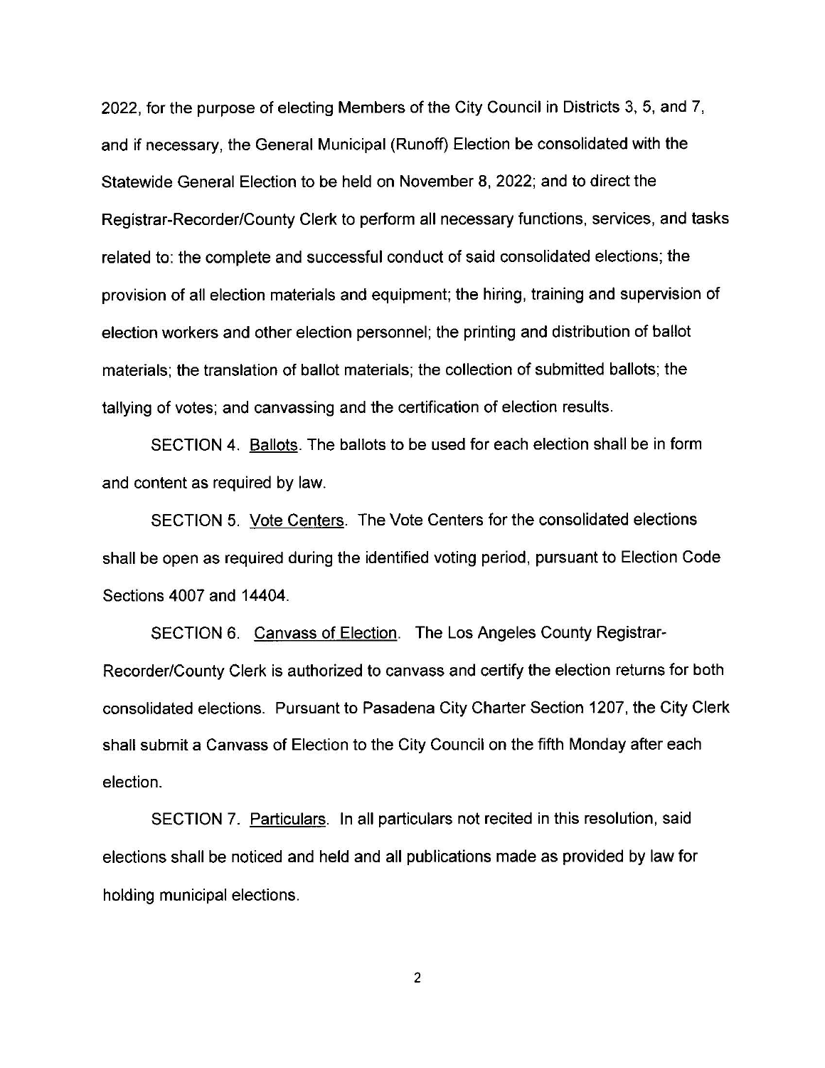2022, for the purpose of electing Members of the City Council in Districts 3, 5, and 7, and if necessary, the General Municipal (Runoff) Election be consolidated with the Statewide General Election to be held on November 8, 2022; and to direct the Registrar-Recorder/County Clerk to perform all necessary functions, services, and tasks related to: the complete and successful conduct of said consolidated elections; the provision of all election materials and equipment; the hiring, training and supervision of election workers and other election personnel; the printing and distribution of ballot materials; the translation of ballot materials; the collection of submitted ballots; the tallying of votes; and canvassing and the certification of election results.

SECTION 4. Ballots. The ballots to be used for each election shall be in form and content as required by law.

SECTION 5. Vote Centers. The Vote Centers for the consolidated elections shall be open as required during the identified voting period, pursuant to Election Code Sections 4007 and 14404.

SECTION 6. Canvass of Election. The Los Angeles County Registrar-Recorder/County Clerk is authorized to canvass and certify the election returns for both consolidated elections. Pursuant to Pasadena City Charter Section 1207, the City Clerk shall submit a Canvass of Election to the City Council on the fifth Monday after each election.

SECTION 7. Particulars. In all particulars not recited in this resolution, said elections shall be noticed and held and all publications made as provided by law for holding municipal elections.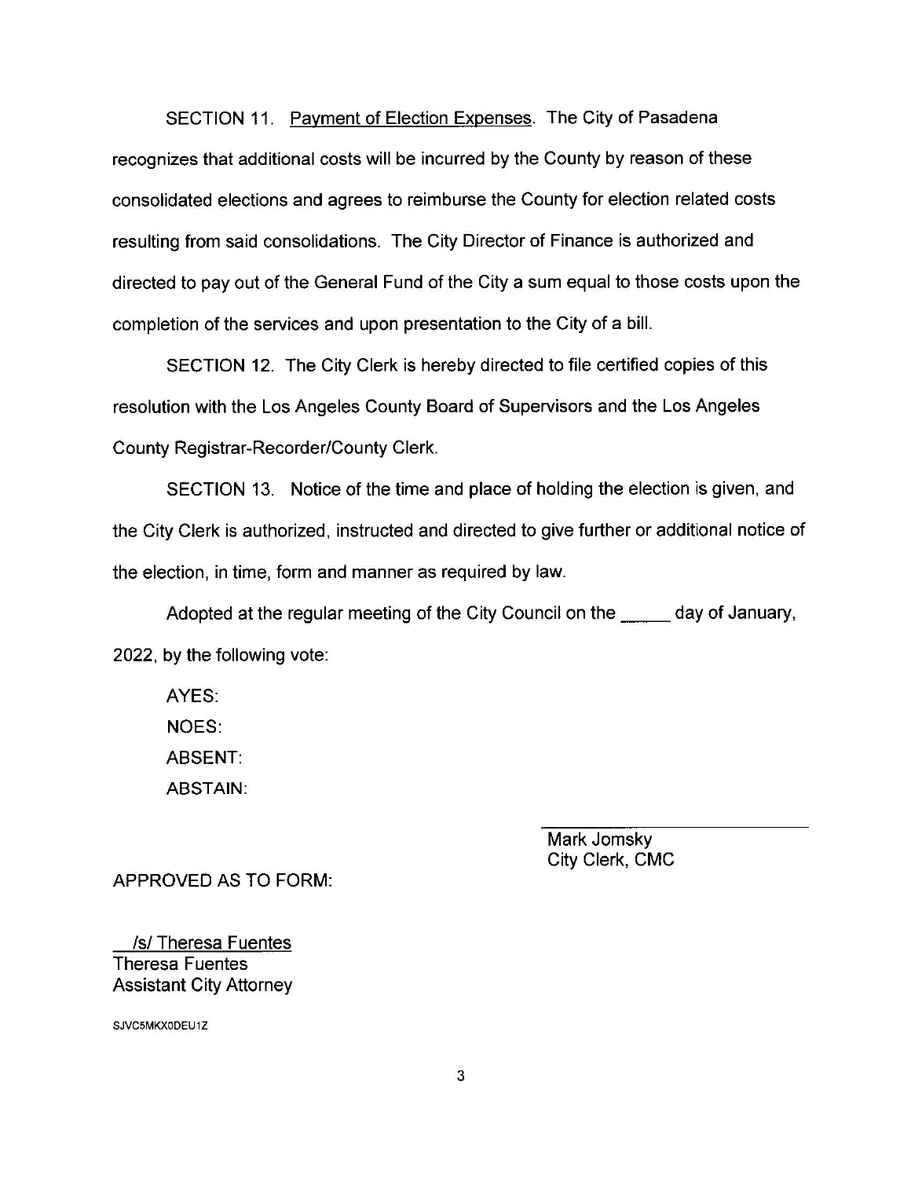SECTION 11. Payment of Election Expenses. The City of Pasadena recognizes that additional costs will be incurred by the County by reason of these consolidated elections and agrees to reimburse the County for election related costs resulting from said consolidations. The City Director of Finance is authorized and directed to pay out of the General Fund of the City a sum equal to those costs upon the completion of the services and upon presentation to the City of a bill.

SECTION 12. The City Clerk is hereby directed to file certified copies of this resolution with the Los Angeles County Board of Supervisors and the Los Angeles County Registrar-Recorder/County Clerk.

SECTION 13. Notice of the time and place of holding the election is given, and the City Clerk is authorized, instructed and directed to give further or additional notice of the election, in time, form and manner as required by law.

Adopted at the regular meeting of the City Council on the _____ day of January, 2022, by the following vote:

AYES:
NOES:
ABSENT:
ABSTAIN:

\_\_\_\_\_\_\_\_\_\_\_\_\_\_\_\_\_\_\_\_\_\_\_\_\_\_
Mark Jomsky
City Clerk, CMC

APPROVED AS TO FORM:

/s/ Theresa Fuentes
Theresa Fuentes
Assistant City Attorney

SJVC5MKX0DEU1Z